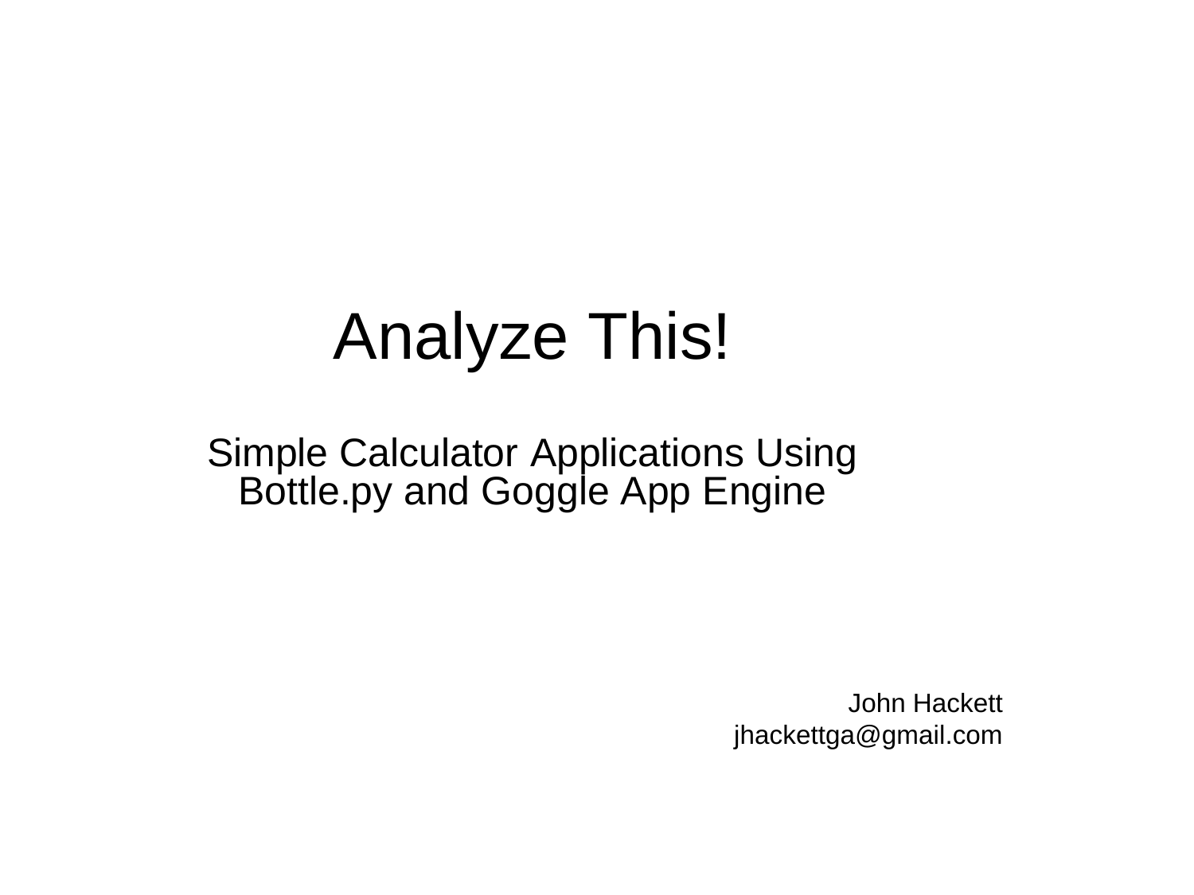# Analyze This!

## Simple Calculator Applications Using Bottle.py and Goggle App Engine

John Hackett
jhackettga@gmail.com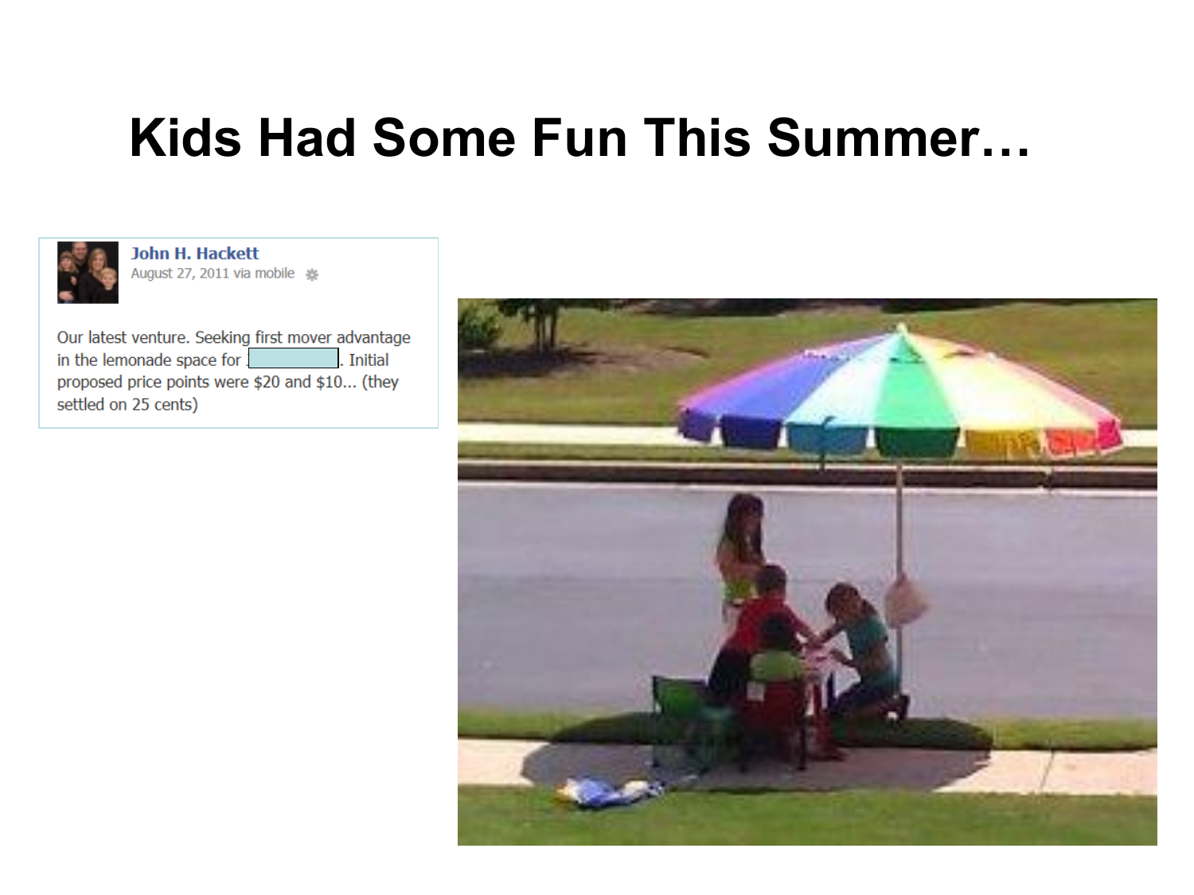# Kids Had Some Fun This Summer…

**John H. Hackett**
August 27, 2011 via mobile

Our latest venture. Seeking first mover advantage in the lemonade space for [redacted]. Initial proposed price points were $20 and $10… (they settled on 25 cents)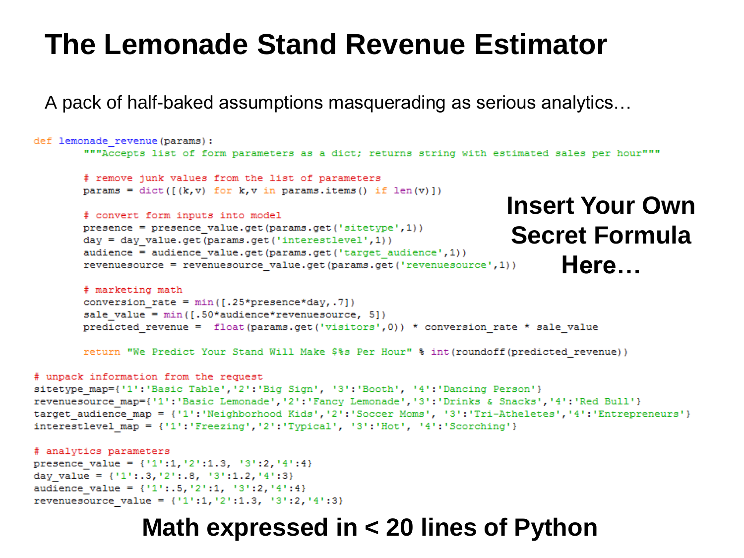# The Lemonade Stand Revenue Estimator

A pack of half-baked assumptions masquerading as serious analytics…

```python
def lemonade_revenue(params):
        """Accepts list of form parameters as a dict; returns string with estimated sales per hour"""

        # remove junk values from the list of parameters
        params = dict([(k,v) for k,v in params.items() if len(v)])

        # convert form inputs into model
        presence = presence_value.get(params.get('sitetype',1))
        day = day_value.get(params.get('interestlevel',1))
        audience = audience_value.get(params.get('target_audience',1))
        revenuesource = revenuesource_value.get(params.get('revenuesource',1))

        # marketing math
        conversion_rate = min([.25*presence*day,.7])
        sale_value = min([.50*audience*revenuesource, 5])
        predicted_revenue =  float(params.get('visitors',0)) * conversion_rate * sale_value

        return "We Predict Your Stand Will Make $%s Per Hour" % int(roundoff(predicted_revenue))

# unpack information from the request
sitetype_map={'1':'Basic Table','2':'Big Sign', '3':'Booth', '4':'Dancing Person'}
revenuesource_map={'1':'Basic Lemonade','2':'Fancy Lemonade','3':'Drinks & Snacks','4':'Red Bull'}
target_audience_map = {'1':'Neighborhood Kids','2':'Soccer Moms', '3':'Tri-Atheletes','4':'Entrepreneurs'}
interestlevel_map = {'1':'Freezing','2':'Typical', '3':'Hot', '4':'Scorching'}

# analytics parameters
presence_value = {'1':1,'2':1.3, '3':2,'4':4}
day_value = {'1':.3,'2':.8, '3':1.2,'4':3}
audience_value = {'1':.5,'2':1, '3':2,'4':4}
revenuesource_value = {'1':1,'2':1.3, '3':2,'4':3}
```

**Insert Your Own Secret Formula Here…**

**Math expressed in < 20 lines of Python**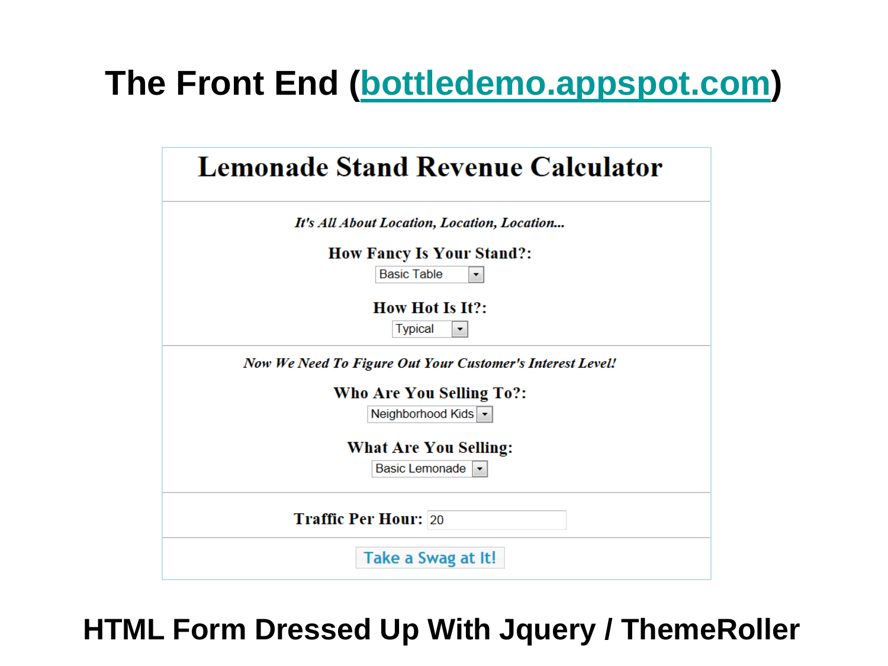# The Front End (bottledemo.appspot.com)

## Lemonade Stand Revenue Calculator

*It's All About Location, Location, Location...*

**How Fancy Is Your Stand?:**

Basic Table

**How Hot Is It?:**

Typical

*Now We Need To Figure Out Your Customer's Interest Level!*

**Who Are You Selling To?:**

Neighborhood Kids

**What Are You Selling:**

Basic Lemonade

**Traffic Per Hour:** 20

Take a Swag at It!

**HTML Form Dressed Up With Jquery / ThemeRoller**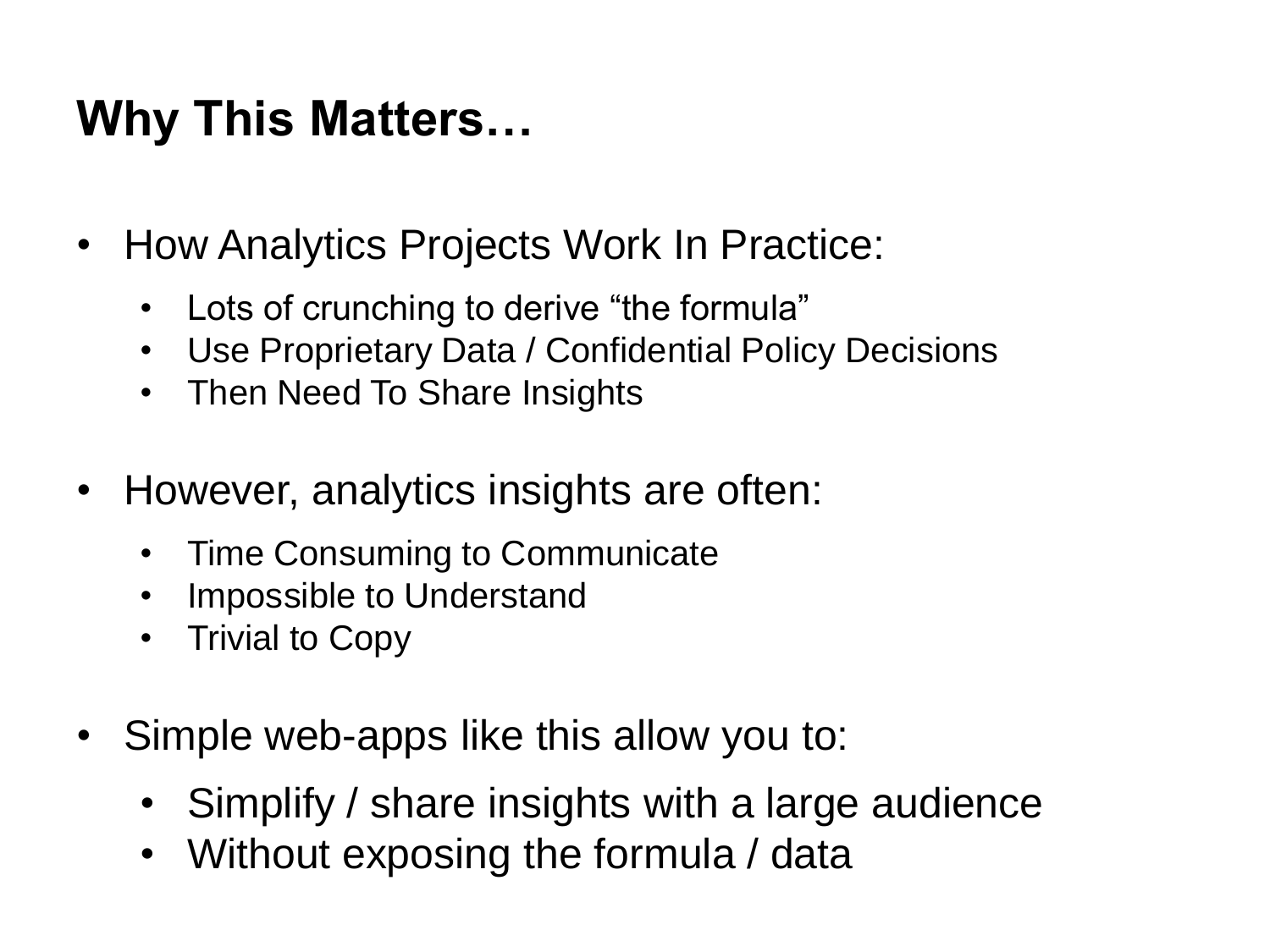# Why This Matters…

- How Analytics Projects Work In Practice:
  - Lots of crunching to derive “the formula”
  - Use Proprietary Data / Confidential Policy Decisions
  - Then Need To Share Insights
- However, analytics insights are often:
  - Time Consuming to Communicate
  - Impossible to Understand
  - Trivial to Copy
- Simple web-apps like this allow you to:
  - Simplify / share insights with a large audience
  - Without exposing the formula / data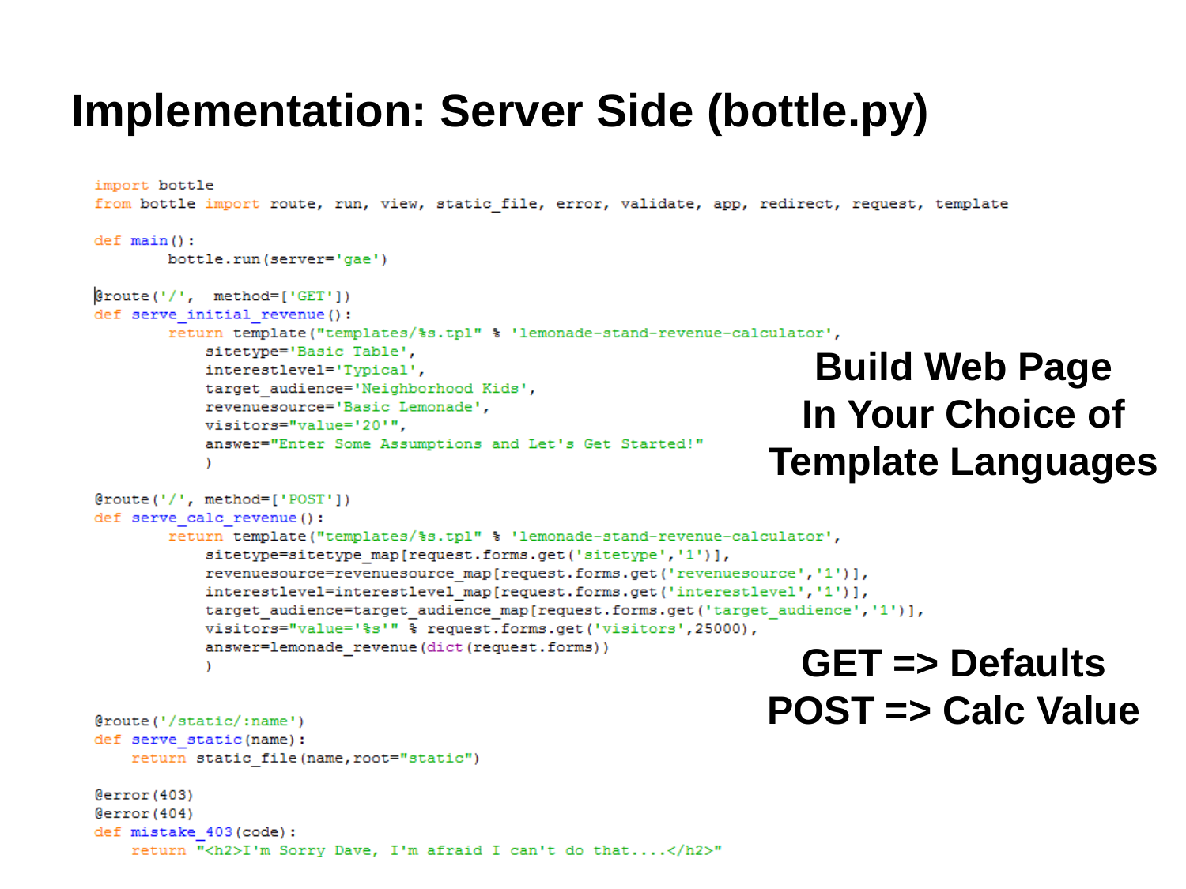# Implementation: Server Side (bottle.py)

```
import bottle
from bottle import route, run, view, static_file, error, validate, app, redirect, request, template

def main():
        bottle.run(server='gae')

@route('/',  method=['GET'])
def serve_initial_revenue():
        return template("templates/%s.tpl" % 'lemonade-stand-revenue-calculator',
            sitetype='Basic Table',
            interestlevel='Typical',
            target_audience='Neighborhood Kids',
            revenuesource='Basic Lemonade',
            visitors="value='20'",
            answer="Enter Some Assumptions and Let's Get Started!"
            )

@route('/', method=['POST'])
def serve_calc_revenue():
        return template("templates/%s.tpl" % 'lemonade-stand-revenue-calculator',
            sitetype=sitetype_map[request.forms.get('sitetype','1')],
            revenuesource=revenuesource_map[request.forms.get('revenuesource','1')],
            interestlevel=interestlevel_map[request.forms.get('interestlevel','1')],
            target_audience=target_audience_map[request.forms.get('target_audience','1')],
            visitors="value='%s'" % request.forms.get('visitors',25000),
            answer=lemonade_revenue(dict(request.forms))
            )


@route('/static/:name')
def serve_static(name):
    return static_file(name,root="static")

@error(403)
@error(404)
def mistake_403(code):
    return "<h2>I'm Sorry Dave, I'm afraid I can't do that....</h2>"
```

**Build Web Page In Your Choice of Template Languages**

**GET => Defaults**
**POST => Calc Value**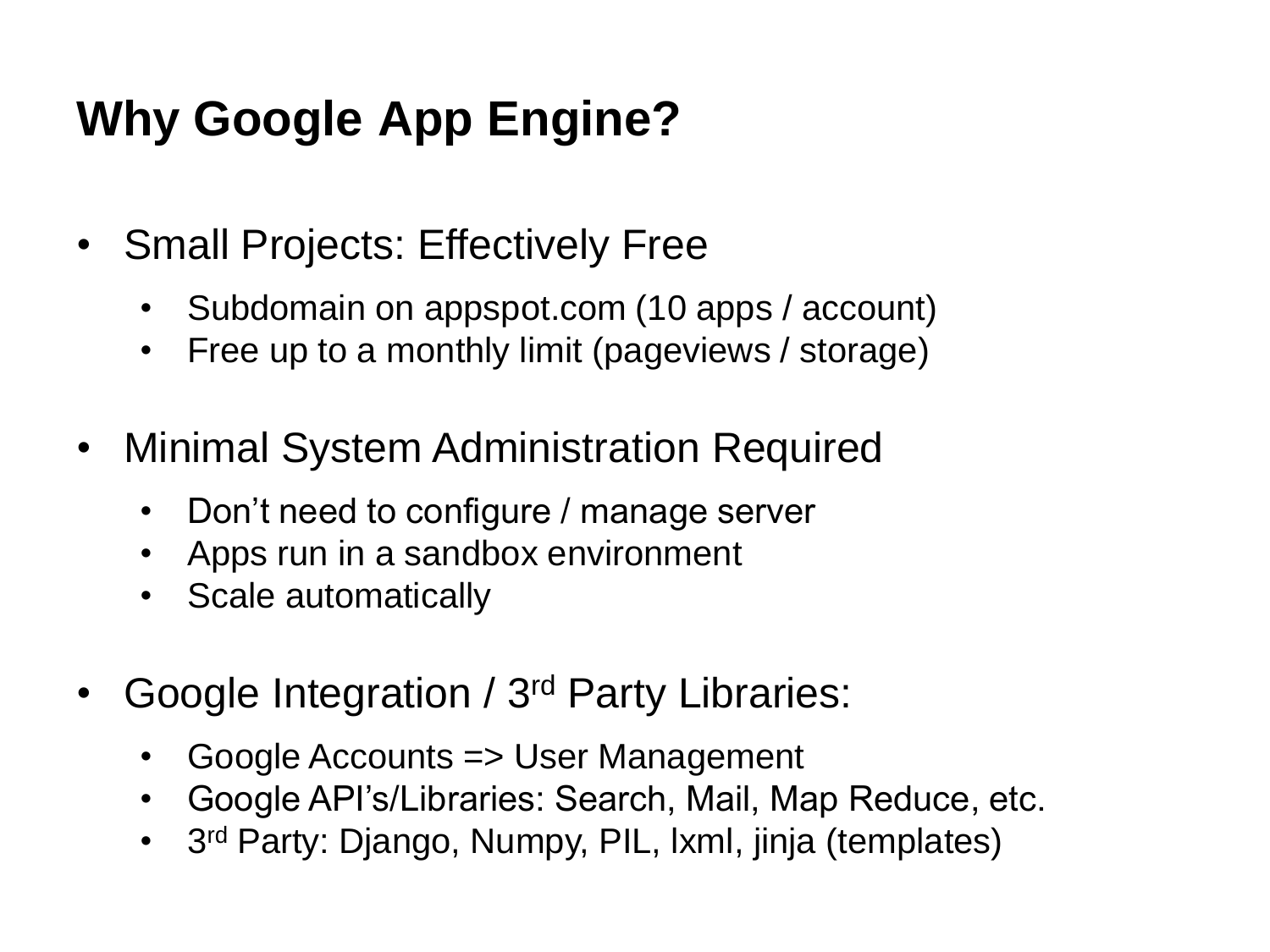# Why Google App Engine?

- Small Projects: Effectively Free
  - Subdomain on appspot.com (10 apps / account)
  - Free up to a monthly limit (pageviews / storage)

- Minimal System Administration Required
  - Don’t need to configure / manage server
  - Apps run in a sandbox environment
  - Scale automatically

- Google Integration / 3rd Party Libraries:
  - Google Accounts => User Management
  - Google API’s/Libraries: Search, Mail, Map Reduce, etc.
  - 3rd Party: Django, Numpy, PIL, lxml, jinja (templates)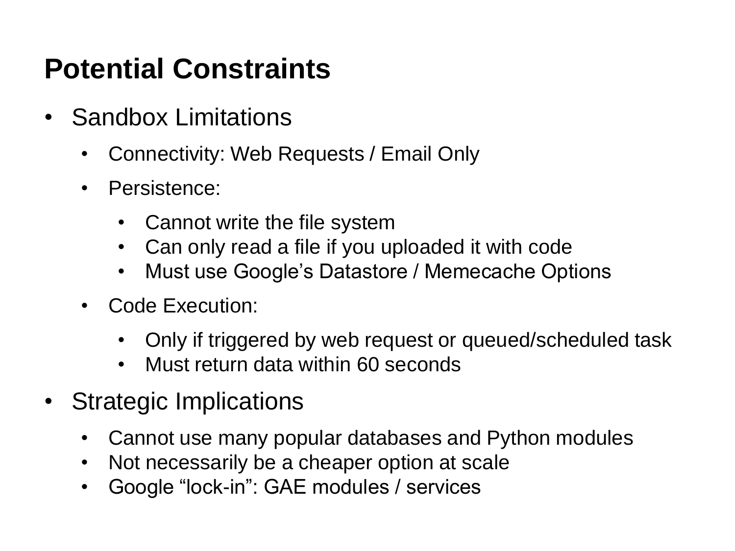# Potential Constraints

- Sandbox Limitations
  - Connectivity: Web Requests / Email Only
  - Persistence:
    - Cannot write the file system
    - Can only read a file if you uploaded it with code
    - Must use Google's Datastore / Memecache Options
  - Code Execution:
    - Only if triggered by web request or queued/scheduled task
    - Must return data within 60 seconds
- Strategic Implications
  - Cannot use many popular databases and Python modules
  - Not necessarily be a cheaper option at scale
  - Google "lock-in": GAE modules / services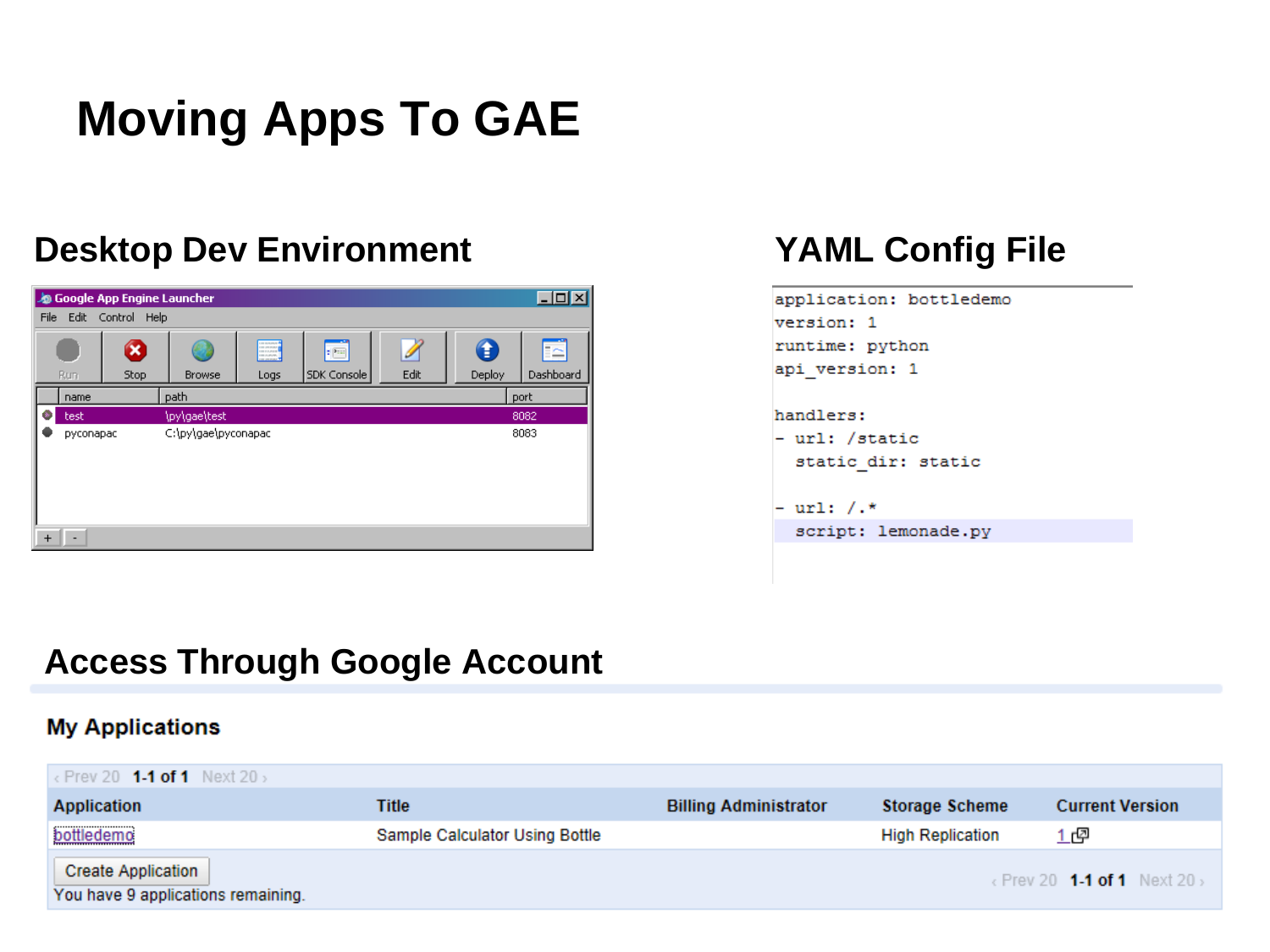# Moving Apps To GAE

## Desktop Dev Environment

Google App Engine Launcher

File Edit Control Help

Run | Stop | Browse | Logs | SDK Console | Edit | Deploy | Dashboard

| name | path | port |
| --- | --- | --- |
| test | \py\gae\test | 8082 |
| pyconapac | C:\py\gae\pyconapac | 8083 |

## YAML Config File

```
application: bottledemo
version: 1
runtime: python
api_version: 1

handlers:
- url: /static
  static_dir: static

- url: /.*
  script: lemonade.py
```

## Access Through Google Account

### My Applications

‹ Prev 20 **1-1 of 1** Next 20 ›

| Application | Title | Billing Administrator | Storage Scheme | Current Version |
| --- | --- | --- | --- | --- |
| bottledemo | Sample Calculator Using Bottle | | High Replication | 1 |

Create Application

You have 9 applications remaining.

‹ Prev 20 **1-1 of 1** Next 20 ›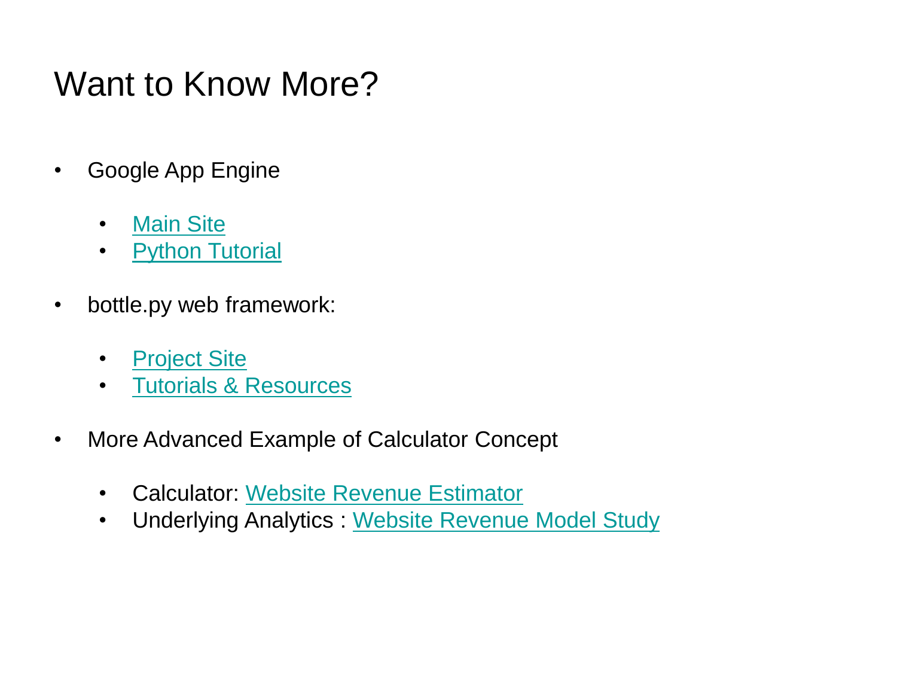# Want to Know More?

- Google App Engine
  - Main Site
  - Python Tutorial
- bottle.py web framework:
  - Project Site
  - Tutorials & Resources
- More Advanced Example of Calculator Concept
  - Calculator: Website Revenue Estimator
  - Underlying Analytics : Website Revenue Model Study